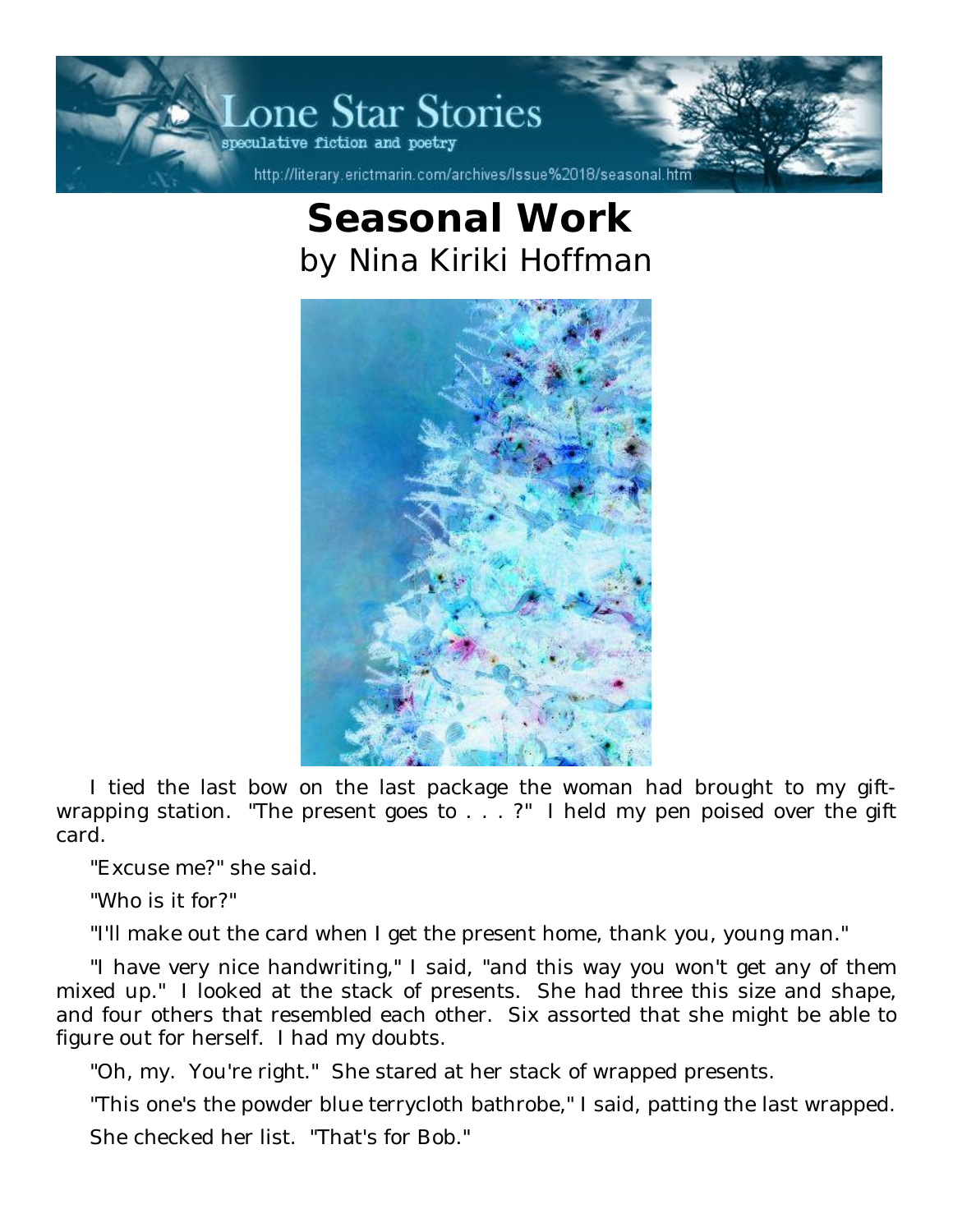# Seasonal Work

by Nina Kiriki Hoffman

I tied the last bow on the last package the woman had brought to my gift-wrapping station. "The present goes to . . . ?" I held my pen poised over the gift card.

"Excuse me?" she said.

"Who is it for?"

"I'll make out the card when I get the present home, thank you, young man."

"I have very nice handwriting," I said, "and this way you won't get any of them mixed up." I looked at the stack of presents. She had three this size and shape, and four others that resembled each other. Six assorted that she might be able to figure out for herself. I had my doubts.

"Oh, my. You're right." She stared at her stack of wrapped presents.

"This one's the powder blue terrycloth bathrobe," I said, patting the last wrapped.

She checked her list. "That's for Bob."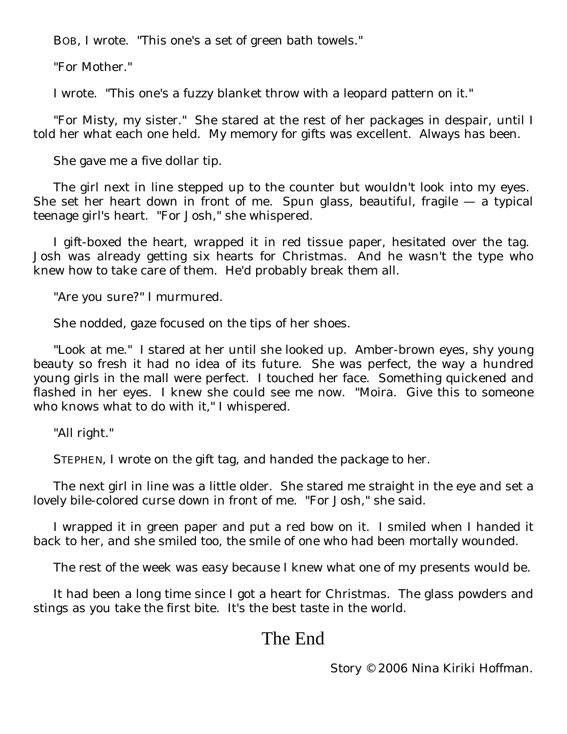BOB, I wrote. "This one's a set of green bath towels."

"For Mother."

I wrote. "This one's a fuzzy blanket throw with a leopard pattern on it."

"For Misty, my sister." She stared at the rest of her packages in despair, until I told her what each one held. My memory for gifts was excellent. Always has been.

She gave me a five dollar tip.

The girl next in line stepped up to the counter but wouldn't look into my eyes. She set her heart down in front of me. Spun glass, beautiful, fragile — a typical teenage girl's heart. "For Josh," she whispered.

I gift-boxed the heart, wrapped it in red tissue paper, hesitated over the tag. Josh was already getting six hearts for Christmas. And he wasn't the type who knew how to take care of them. He'd probably break them all.

"Are you sure?" I murmured.

She nodded, gaze focused on the tips of her shoes.

"Look at me." I stared at her until she looked up. Amber-brown eyes, shy young beauty so fresh it had no idea of its future. She was perfect, the way a hundred young girls in the mall were perfect. I touched her face. Something quickened and flashed in her eyes. I knew she could see me now. "Moira. Give this to someone who knows what to do with it," I whispered.

"All right."

STEPHEN, I wrote on the gift tag, and handed the package to her.

The next girl in line was a little older. She stared me straight in the eye and set a lovely bile-colored curse down in front of me. "For Josh," she said.

I wrapped it in green paper and put a red bow on it. I smiled when I handed it back to her, and she smiled too, the smile of one who had been mortally wounded.

The rest of the week was easy because I knew what one of my presents would be.

It had been a long time since I got a heart for Christmas. The glass powders and stings as you take the first bite. It's the best taste in the world.

## The End

Story © 2006 Nina Kiriki Hoffman.